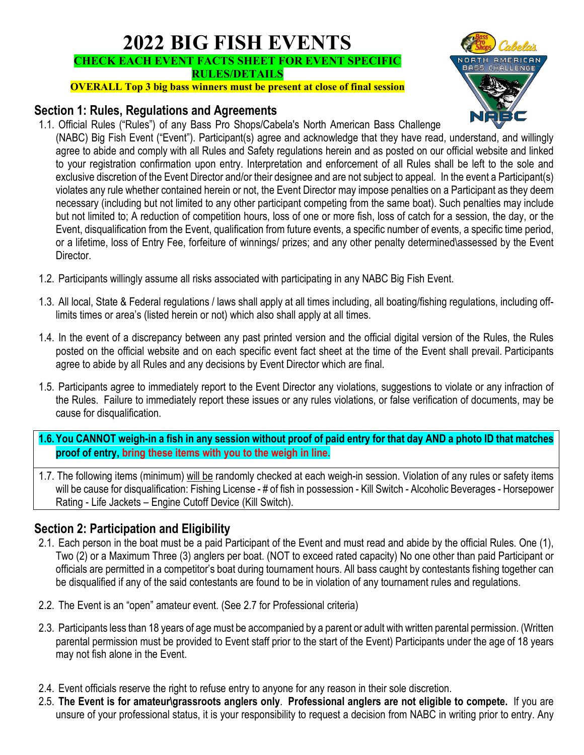# 2022 BIG FISH EVENTS

**CHECK EACH EVENT FACTS SHEET FOR EVENT SPECIFIC RULES/DETAILS**

**OVERALL Top 3 big bass winners must be present at close of final session**

## Section 1: Rules, Regulations and Agreements

1.1. Official Rules ("Rules") of any Bass Pro Shops/Cabela's North American Bass Challenge (NABC) Big Fish Event ("Event"). Participant(s) agree and acknowledge that they have read, understand, and willingly agree to abide and comply with all Rules and Safety regulations herein and as posted on our official website and linked to your registration confirmation upon entry. Interpretation and enforcement of all Rules shall be left to the sole and exclusive discretion of the Event Director and/or their designee and are not subject to appeal. In the event a Participant(s) violates any rule whether contained herein or not, the Event Director may impose penalties on a Participant as they deem necessary (including but not limited to any other participant competing from the same boat). Such penalties may include but not limited to; A reduction of competition hours, loss of one or more fish, loss of catch for a session, the day, or the Event, disqualification from the Event, qualification from future events, a specific number of events, a specific time period, or a lifetime, loss of Entry Fee, forfeiture of winnings/ prizes; and any other penalty determined\assessed by the Event Director.

1.2. Participants willingly assume all risks associated with participating in any NABC Big Fish Event.

1.3. All local, State & Federal regulations / laws shall apply at all times including, all boating/fishing regulations, including off-limits times or area's (listed herein or not) which also shall apply at all times.

1.4. In the event of a discrepancy between any past printed version and the official digital version of the Rules, the Rules posted on the official website and on each specific event fact sheet at the time of the Event shall prevail. Participants agree to abide by all Rules and any decisions by Event Director which are final.

1.5. Participants agree to immediately report to the Event Director any violations, suggestions to violate or any infraction of the Rules. Failure to immediately report these issues or any rules violations, or false verification of documents, may be cause for disqualification.

**1.6. You CANNOT weigh-in a fish in any session without proof of paid entry for that day AND a photo ID that matches proof of entry, bring these items with you to the weigh in line.**

1.7. The following items (minimum) will be randomly checked at each weigh-in session. Violation of any rules or safety items will be cause for disqualification: Fishing License - # of fish in possession - Kill Switch - Alcoholic Beverages - Horsepower Rating - Life Jackets – Engine Cutoff Device (Kill Switch).

## Section 2: Participation and Eligibility

2.1. Each person in the boat must be a paid Participant of the Event and must read and abide by the official Rules. One (1), Two (2) or a Maximum Three (3) anglers per boat. (NOT to exceed rated capacity) No one other than paid Participant or officials are permitted in a competitor's boat during tournament hours. All bass caught by contestants fishing together can be disqualified if any of the said contestants are found to be in violation of any tournament rules and regulations.

2.2. The Event is an "open" amateur event. (See 2.7 for Professional criteria)

2.3. Participants less than 18 years of age must be accompanied by a parent or adult with written parental permission. (Written parental permission must be provided to Event staff prior to the start of the Event) Participants under the age of 18 years may not fish alone in the Event.

2.4. Event officials reserve the right to refuse entry to anyone for any reason in their sole discretion.

2.5. **The Event is for amateur\grassroots anglers only**. **Professional anglers are not eligible to compete.** If you are unsure of your professional status, it is your responsibility to request a decision from NABC in writing prior to entry. Any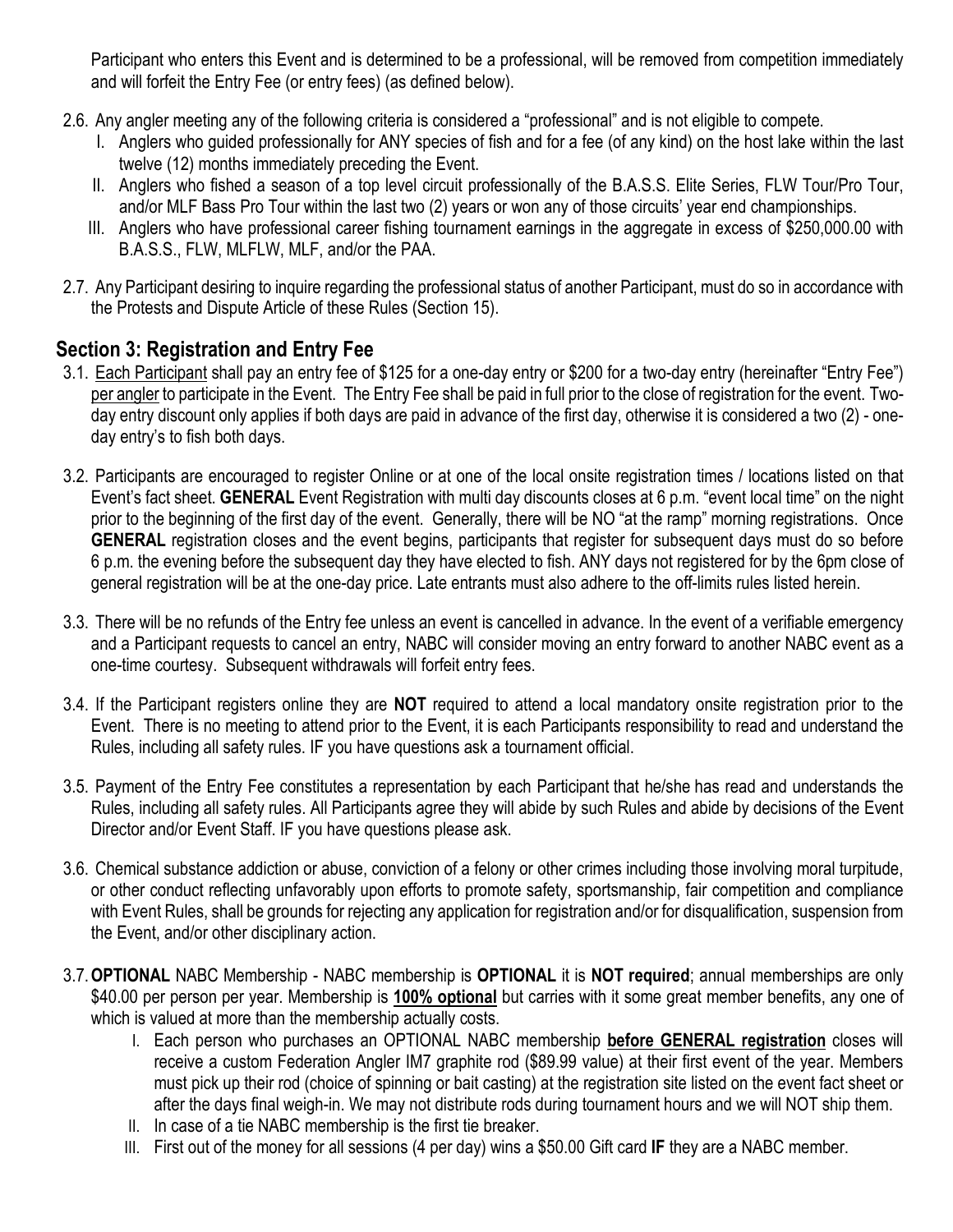Participant who enters this Event and is determined to be a professional, will be removed from competition immediately and will forfeit the Entry Fee (or entry fees) (as defined below).

2.6. Any angler meeting any of the following criteria is considered a "professional" and is not eligible to compete.

I. Anglers who guided professionally for ANY species of fish and for a fee (of any kind) on the host lake within the last twelve (12) months immediately preceding the Event.

II. Anglers who fished a season of a top level circuit professionally of the B.A.S.S. Elite Series, FLW Tour/Pro Tour, and/or MLF Bass Pro Tour within the last two (2) years or won any of those circuits' year end championships.

III. Anglers who have professional career fishing tournament earnings in the aggregate in excess of $250,000.00 with B.A.S.S., FLW, MLFLW, MLF, and/or the PAA.

2.7. Any Participant desiring to inquire regarding the professional status of another Participant, must do so in accordance with the Protests and Dispute Article of these Rules (Section 15).

## Section 3: Registration and Entry Fee

3.1. Each Participant shall pay an entry fee of $125 for a one-day entry or $200 for a two-day entry (hereinafter "Entry Fee") per angler to participate in the Event. The Entry Fee shall be paid in full prior to the close of registration for the event. Two-day entry discount only applies if both days are paid in advance of the first day, otherwise it is considered a two (2) - one-day entry's to fish both days.

3.2. Participants are encouraged to register Online or at one of the local onsite registration times / locations listed on that Event's fact sheet. **GENERAL** Event Registration with multi day discounts closes at 6 p.m. "event local time" on the night prior to the beginning of the first day of the event. Generally, there will be NO "at the ramp" morning registrations. Once **GENERAL** registration closes and the event begins, participants that register for subsequent days must do so before 6 p.m. the evening before the subsequent day they have elected to fish. ANY days not registered for by the 6pm close of general registration will be at the one-day price. Late entrants must also adhere to the off-limits rules listed herein.

3.3. There will be no refunds of the Entry fee unless an event is cancelled in advance. In the event of a verifiable emergency and a Participant requests to cancel an entry, NABC will consider moving an entry forward to another NABC event as a one-time courtesy. Subsequent withdrawals will forfeit entry fees.

3.4. If the Participant registers online they are **NOT** required to attend a local mandatory onsite registration prior to the Event. There is no meeting to attend prior to the Event, it is each Participants responsibility to read and understand the Rules, including all safety rules. IF you have questions ask a tournament official.

3.5. Payment of the Entry Fee constitutes a representation by each Participant that he/she has read and understands the Rules, including all safety rules. All Participants agree they will abide by such Rules and abide by decisions of the Event Director and/or Event Staff. IF you have questions please ask.

3.6. Chemical substance addiction or abuse, conviction of a felony or other crimes including those involving moral turpitude, or other conduct reflecting unfavorably upon efforts to promote safety, sportsmanship, fair competition and compliance with Event Rules, shall be grounds for rejecting any application for registration and/or for disqualification, suspension from the Event, and/or other disciplinary action.

3.7. **OPTIONAL** NABC Membership - NABC membership is **OPTIONAL** it is **NOT required**; annual memberships are only $40.00 per person per year. Membership is **100% optional** but carries with it some great member benefits, any one of which is valued at more than the membership actually costs.

I. Each person who purchases an OPTIONAL NABC membership **before GENERAL registration** closes will receive a custom Federation Angler IM7 graphite rod ($89.99 value) at their first event of the year. Members must pick up their rod (choice of spinning or bait casting) at the registration site listed on the event fact sheet or after the days final weigh-in. We may not distribute rods during tournament hours and we will NOT ship them.

II. In case of a tie NABC membership is the first tie breaker.

III. First out of the money for all sessions (4 per day) wins a $50.00 Gift card **IF** they are a NABC member.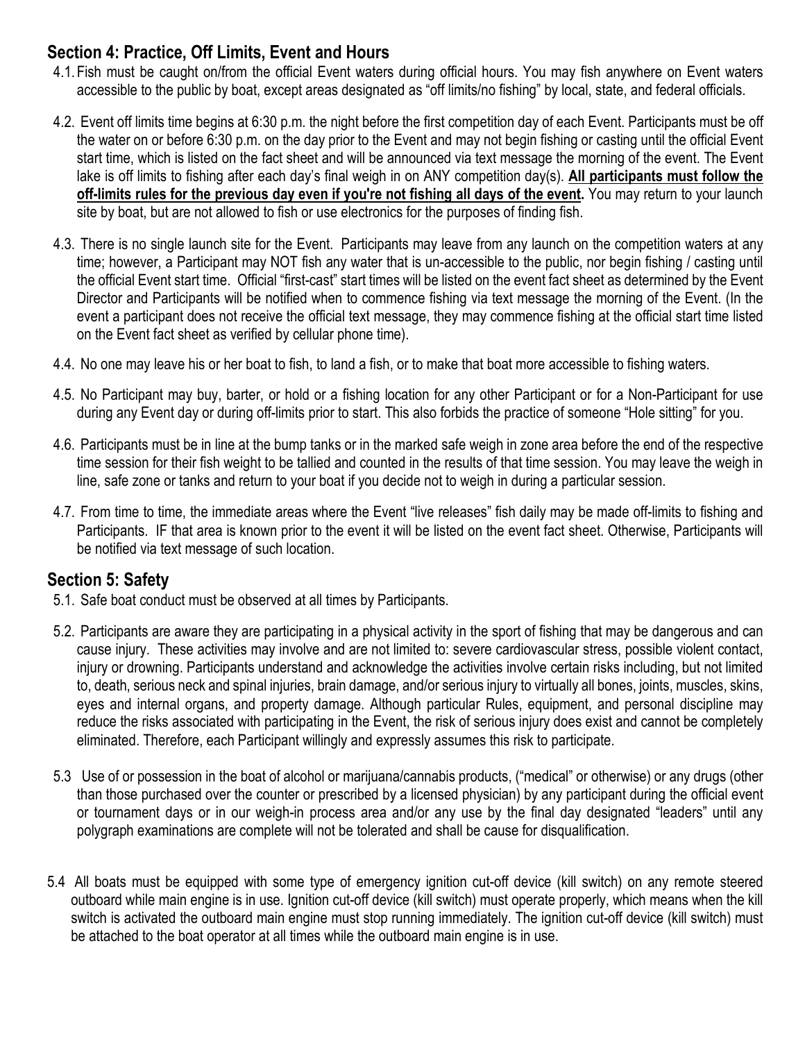## Section 4: Practice, Off Limits, Event and Hours

4.1. Fish must be caught on/from the official Event waters during official hours. You may fish anywhere on Event waters accessible to the public by boat, except areas designated as "off limits/no fishing" by local, state, and federal officials.

4.2. Event off limits time begins at 6:30 p.m. the night before the first competition day of each Event. Participants must be off the water on or before 6:30 p.m. on the day prior to the Event and may not begin fishing or casting until the official Event start time, which is listed on the fact sheet and will be announced via text message the morning of the event. The Event lake is off limits to fishing after each day's final weigh in on ANY competition day(s). **All participants must follow the off-limits rules for the previous day even if you're not fishing all days of the event.** You may return to your launch site by boat, but are not allowed to fish or use electronics for the purposes of finding fish.

4.3. There is no single launch site for the Event. Participants may leave from any launch on the competition waters at any time; however, a Participant may NOT fish any water that is un-accessible to the public, nor begin fishing / casting until the official Event start time. Official "first-cast" start times will be listed on the event fact sheet as determined by the Event Director and Participants will be notified when to commence fishing via text message the morning of the Event. (In the event a participant does not receive the official text message, they may commence fishing at the official start time listed on the Event fact sheet as verified by cellular phone time).

4.4. No one may leave his or her boat to fish, to land a fish, or to make that boat more accessible to fishing waters.

4.5. No Participant may buy, barter, or hold or a fishing location for any other Participant or for a Non-Participant for use during any Event day or during off-limits prior to start. This also forbids the practice of someone "Hole sitting" for you.

4.6. Participants must be in line at the bump tanks or in the marked safe weigh in zone area before the end of the respective time session for their fish weight to be tallied and counted in the results of that time session. You may leave the weigh in line, safe zone or tanks and return to your boat if you decide not to weigh in during a particular session.

4.7. From time to time, the immediate areas where the Event "live releases" fish daily may be made off-limits to fishing and Participants. IF that area is known prior to the event it will be listed on the event fact sheet. Otherwise, Participants will be notified via text message of such location.

## Section 5: Safety

5.1. Safe boat conduct must be observed at all times by Participants.

5.2. Participants are aware they are participating in a physical activity in the sport of fishing that may be dangerous and can cause injury. These activities may involve and are not limited to: severe cardiovascular stress, possible violent contact, injury or drowning. Participants understand and acknowledge the activities involve certain risks including, but not limited to, death, serious neck and spinal injuries, brain damage, and/or serious injury to virtually all bones, joints, muscles, skins, eyes and internal organs, and property damage. Although particular Rules, equipment, and personal discipline may reduce the risks associated with participating in the Event, the risk of serious injury does exist and cannot be completely eliminated. Therefore, each Participant willingly and expressly assumes this risk to participate.

5.3 Use of or possession in the boat of alcohol or marijuana/cannabis products, ("medical" or otherwise) or any drugs (other than those purchased over the counter or prescribed by a licensed physician) by any participant during the official event or tournament days or in our weigh-in process area and/or any use by the final day designated "leaders" until any polygraph examinations are complete will not be tolerated and shall be cause for disqualification.

5.4 All boats must be equipped with some type of emergency ignition cut-off device (kill switch) on any remote steered outboard while main engine is in use. Ignition cut-off device (kill switch) must operate properly, which means when the kill switch is activated the outboard main engine must stop running immediately. The ignition cut-off device (kill switch) must be attached to the boat operator at all times while the outboard main engine is in use.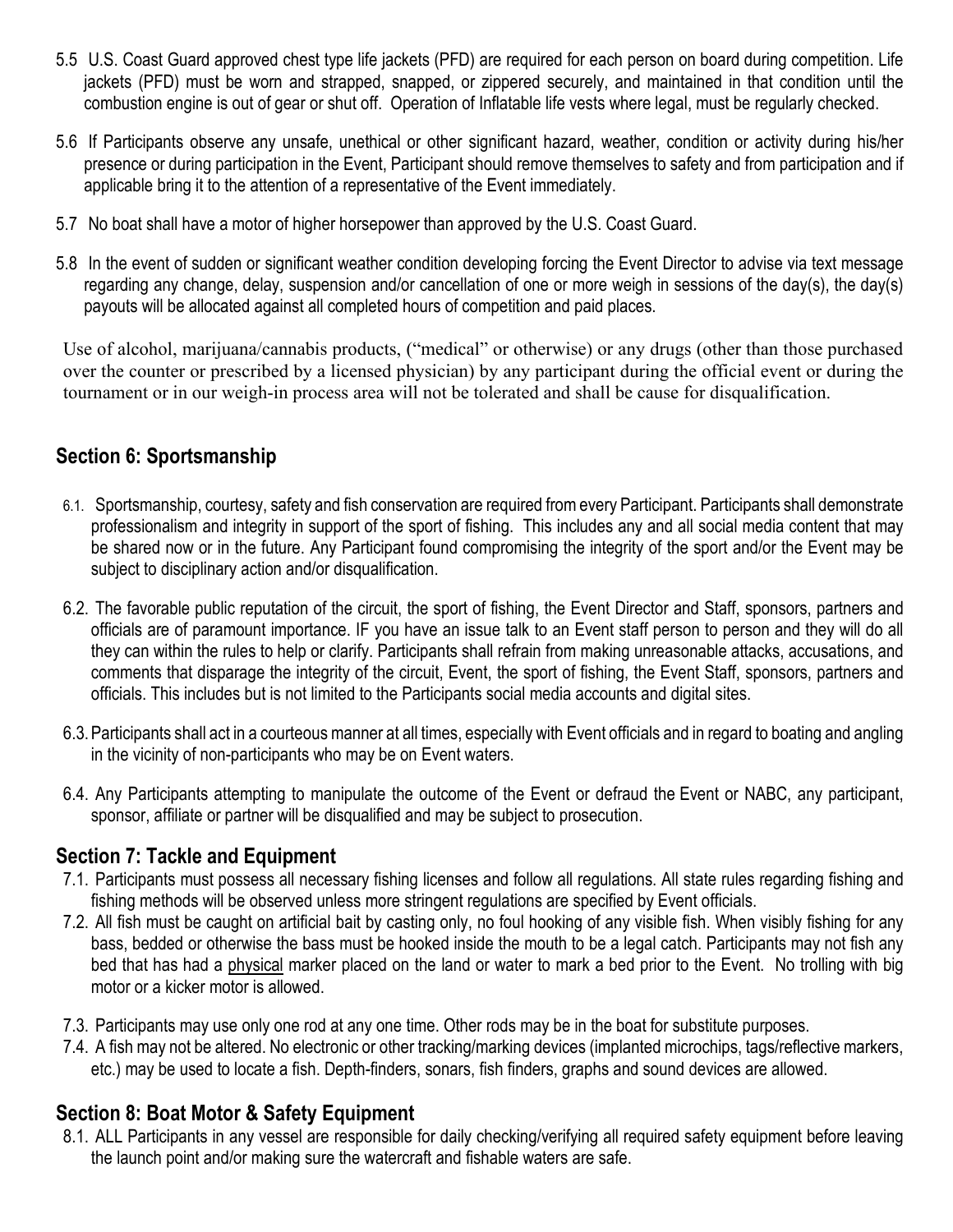5.5 U.S. Coast Guard approved chest type life jackets (PFD) are required for each person on board during competition. Life jackets (PFD) must be worn and strapped, snapped, or zippered securely, and maintained in that condition until the combustion engine is out of gear or shut off. Operation of Inflatable life vests where legal, must be regularly checked.

5.6 If Participants observe any unsafe, unethical or other significant hazard, weather, condition or activity during his/her presence or during participation in the Event, Participant should remove themselves to safety and from participation and if applicable bring it to the attention of a representative of the Event immediately.

5.7 No boat shall have a motor of higher horsepower than approved by the U.S. Coast Guard.

5.8 In the event of sudden or significant weather condition developing forcing the Event Director to advise via text message regarding any change, delay, suspension and/or cancellation of one or more weigh in sessions of the day(s), the day(s) payouts will be allocated against all completed hours of competition and paid places.

Use of alcohol, marijuana/cannabis products, ("medical" or otherwise) or any drugs (other than those purchased over the counter or prescribed by a licensed physician) by any participant during the official event or during the tournament or in our weigh-in process area will not be tolerated and shall be cause for disqualification.

## Section 6: Sportsmanship

6.1. Sportsmanship, courtesy, safety and fish conservation are required from every Participant. Participants shall demonstrate professionalism and integrity in support of the sport of fishing. This includes any and all social media content that may be shared now or in the future. Any Participant found compromising the integrity of the sport and/or the Event may be subject to disciplinary action and/or disqualification.

6.2. The favorable public reputation of the circuit, the sport of fishing, the Event Director and Staff, sponsors, partners and officials are of paramount importance. IF you have an issue talk to an Event staff person to person and they will do all they can within the rules to help or clarify. Participants shall refrain from making unreasonable attacks, accusations, and comments that disparage the integrity of the circuit, Event, the sport of fishing, the Event Staff, sponsors, partners and officials. This includes but is not limited to the Participants social media accounts and digital sites.

6.3. Participants shall act in a courteous manner at all times, especially with Event officials and in regard to boating and angling in the vicinity of non-participants who may be on Event waters.

6.4. Any Participants attempting to manipulate the outcome of the Event or defraud the Event or NABC, any participant, sponsor, affiliate or partner will be disqualified and may be subject to prosecution.

## Section 7: Tackle and Equipment

7.1. Participants must possess all necessary fishing licenses and follow all regulations. All state rules regarding fishing and fishing methods will be observed unless more stringent regulations are specified by Event officials.

7.2. All fish must be caught on artificial bait by casting only, no foul hooking of any visible fish. When visibly fishing for any bass, bedded or otherwise the bass must be hooked inside the mouth to be a legal catch. Participants may not fish any bed that has had a physical marker placed on the land or water to mark a bed prior to the Event. No trolling with big motor or a kicker motor is allowed.

7.3. Participants may use only one rod at any one time. Other rods may be in the boat for substitute purposes.

7.4. A fish may not be altered. No electronic or other tracking/marking devices (implanted microchips, tags/reflective markers, etc.) may be used to locate a fish. Depth-finders, sonars, fish finders, graphs and sound devices are allowed.

## Section 8: Boat Motor & Safety Equipment

8.1. ALL Participants in any vessel are responsible for daily checking/verifying all required safety equipment before leaving the launch point and/or making sure the watercraft and fishable waters are safe.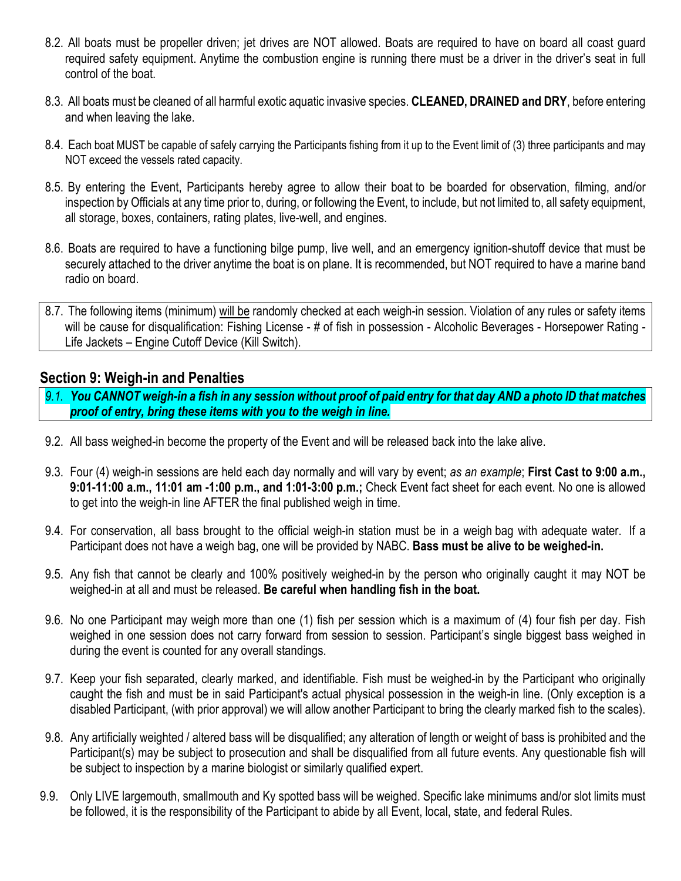8.2. All boats must be propeller driven; jet drives are NOT allowed. Boats are required to have on board all coast guard required safety equipment. Anytime the combustion engine is running there must be a driver in the driver's seat in full control of the boat.

8.3. All boats must be cleaned of all harmful exotic aquatic invasive species. **CLEANED, DRAINED and DRY**, before entering and when leaving the lake.

8.4. Each boat MUST be capable of safely carrying the Participants fishing from it up to the Event limit of (3) three participants and may NOT exceed the vessels rated capacity.

8.5. By entering the Event, Participants hereby agree to allow their boat to be boarded for observation, filming, and/or inspection by Officials at any time prior to, during, or following the Event, to include, but not limited to, all safety equipment, all storage, boxes, containers, rating plates, live-well, and engines.

8.6. Boats are required to have a functioning bilge pump, live well, and an emergency ignition-shutoff device that must be securely attached to the driver anytime the boat is on plane. It is recommended, but NOT required to have a marine band radio on board.

8.7. The following items (minimum) will be randomly checked at each weigh-in session. Violation of any rules or safety items will be cause for disqualification: Fishing License - # of fish in possession - Alcoholic Beverages - Horsepower Rating - Life Jackets – Engine Cutoff Device (Kill Switch).

## Section 9: Weigh-in and Penalties

*9.1.* ***You CANNOT weigh-in a fish in any session without proof of paid entry for that day AND a photo ID that matches proof of entry, bring these items with you to the weigh in line.***

9.2. All bass weighed-in become the property of the Event and will be released back into the lake alive.

9.3. Four (4) weigh-in sessions are held each day normally and will vary by event; *as an example*; **First Cast to 9:00 a.m., 9:01-11:00 a.m., 11:01 am -1:00 p.m., and 1:01-3:00 p.m.;** Check Event fact sheet for each event. No one is allowed to get into the weigh-in line AFTER the final published weigh in time.

9.4. For conservation, all bass brought to the official weigh-in station must be in a weigh bag with adequate water. If a Participant does not have a weigh bag, one will be provided by NABC. **Bass must be alive to be weighed-in.**

9.5. Any fish that cannot be clearly and 100% positively weighed-in by the person who originally caught it may NOT be weighed-in at all and must be released. **Be careful when handling fish in the boat.**

9.6. No one Participant may weigh more than one (1) fish per session which is a maximum of (4) four fish per day. Fish weighed in one session does not carry forward from session to session. Participant's single biggest bass weighed in during the event is counted for any overall standings.

9.7. Keep your fish separated, clearly marked, and identifiable. Fish must be weighed-in by the Participant who originally caught the fish and must be in said Participant's actual physical possession in the weigh-in line. (Only exception is a disabled Participant, (with prior approval) we will allow another Participant to bring the clearly marked fish to the scales).

9.8. Any artificially weighted / altered bass will be disqualified; any alteration of length or weight of bass is prohibited and the Participant(s) may be subject to prosecution and shall be disqualified from all future events. Any questionable fish will be subject to inspection by a marine biologist or similarly qualified expert.

9.9. Only LIVE largemouth, smallmouth and Ky spotted bass will be weighed. Specific lake minimums and/or slot limits must be followed, it is the responsibility of the Participant to abide by all Event, local, state, and federal Rules.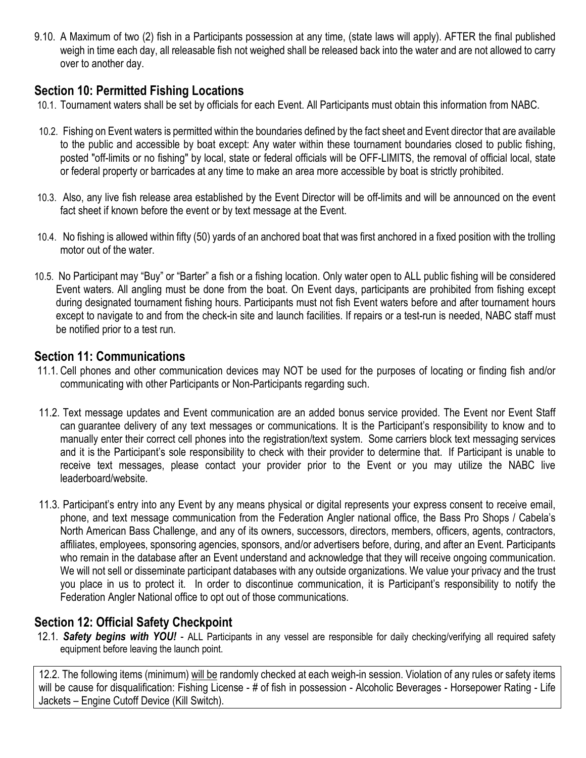9.10. A Maximum of two (2) fish in a Participants possession at any time, (state laws will apply). AFTER the final published weigh in time each day, all releasable fish not weighed shall be released back into the water and are not allowed to carry over to another day.

## Section 10: Permitted Fishing Locations

10.1. Tournament waters shall be set by officials for each Event. All Participants must obtain this information from NABC.

10.2. Fishing on Event waters is permitted within the boundaries defined by the fact sheet and Event director that are available to the public and accessible by boat except: Any water within these tournament boundaries closed to public fishing, posted "off-limits or no fishing" by local, state or federal officials will be OFF-LIMITS, the removal of official local, state or federal property or barricades at any time to make an area more accessible by boat is strictly prohibited.

10.3. Also, any live fish release area established by the Event Director will be off-limits and will be announced on the event fact sheet if known before the event or by text message at the Event.

10.4. No fishing is allowed within fifty (50) yards of an anchored boat that was first anchored in a fixed position with the trolling motor out of the water.

10.5. No Participant may "Buy" or "Barter" a fish or a fishing location. Only water open to ALL public fishing will be considered Event waters. All angling must be done from the boat. On Event days, participants are prohibited from fishing except during designated tournament fishing hours. Participants must not fish Event waters before and after tournament hours except to navigate to and from the check-in site and launch facilities. If repairs or a test-run is needed, NABC staff must be notified prior to a test run.

## Section 11: Communications

11.1. Cell phones and other communication devices may NOT be used for the purposes of locating or finding fish and/or communicating with other Participants or Non-Participants regarding such.

11.2. Text message updates and Event communication are an added bonus service provided. The Event nor Event Staff can guarantee delivery of any text messages or communications. It is the Participant's responsibility to know and to manually enter their correct cell phones into the registration/text system. Some carriers block text messaging services and it is the Participant's sole responsibility to check with their provider to determine that. If Participant is unable to receive text messages, please contact your provider prior to the Event or you may utilize the NABC live leaderboard/website.

11.3. Participant's entry into any Event by any means physical or digital represents your express consent to receive email, phone, and text message communication from the Federation Angler national office, the Bass Pro Shops / Cabela's North American Bass Challenge, and any of its owners, successors, directors, members, officers, agents, contractors, affiliates, employees, sponsoring agencies, sponsors, and/or advertisers before, during, and after an Event. Participants who remain in the database after an Event understand and acknowledge that they will receive ongoing communication. We will not sell or disseminate participant databases with any outside organizations. We value your privacy and the trust you place in us to protect it. In order to discontinue communication, it is Participant's responsibility to notify the Federation Angler National office to opt out of those communications.

## Section 12: Official Safety Checkpoint

12.1. ***Safety begins with YOU!*** - ALL Participants in any vessel are responsible for daily checking/verifying all required safety equipment before leaving the launch point.

12.2. The following items (minimum) will be randomly checked at each weigh-in session. Violation of any rules or safety items will be cause for disqualification: Fishing License - # of fish in possession - Alcoholic Beverages - Horsepower Rating - Life Jackets – Engine Cutoff Device (Kill Switch).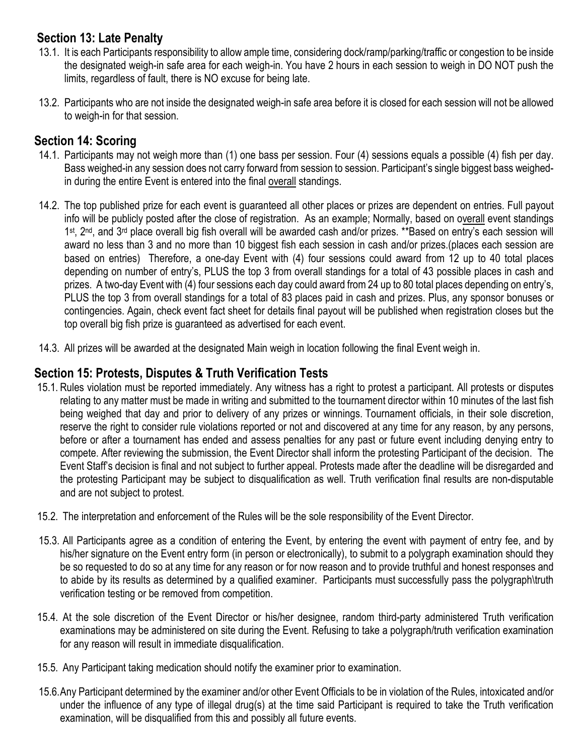## Section 13: Late Penalty

13.1. It is each Participants responsibility to allow ample time, considering dock/ramp/parking/traffic or congestion to be inside the designated weigh-in safe area for each weigh-in. You have 2 hours in each session to weigh in DO NOT push the limits, regardless of fault, there is NO excuse for being late.

13.2. Participants who are not inside the designated weigh-in safe area before it is closed for each session will not be allowed to weigh-in for that session.

## Section 14: Scoring

14.1. Participants may not weigh more than (1) one bass per session. Four (4) sessions equals a possible (4) fish per day. Bass weighed-in any session does not carry forward from session to session. Participant's single biggest bass weighed-in during the entire Event is entered into the final overall standings.

14.2. The top published prize for each event is guaranteed all other places or prizes are dependent on entries. Full payout info will be publicly posted after the close of registration. As an example; Normally, based on overall event standings 1st, 2nd, and 3rd place overall big fish overall will be awarded cash and/or prizes. **Based on entry's each session will award no less than 3 and no more than 10 biggest fish each session in cash and/or prizes.(places each session are based on entries) Therefore, a one-day Event with (4) four sessions could award from 12 up to 40 total places depending on number of entry's, PLUS the top 3 from overall standings for a total of 43 possible places in cash and prizes. A two-day Event with (4) four sessions each day could award from 24 up to 80 total places depending on entry's, PLUS the top 3 from overall standings for a total of 83 places paid in cash and prizes. Plus, any sponsor bonuses or contingencies. Again, check event fact sheet for details final payout will be published when registration closes but the top overall big fish prize is guaranteed as advertised for each event.

14.3. All prizes will be awarded at the designated Main weigh in location following the final Event weigh in.

## Section 15: Protests, Disputes & Truth Verification Tests

15.1. Rules violation must be reported immediately. Any witness has a right to protest a participant. All protests or disputes relating to any matter must be made in writing and submitted to the tournament director within 10 minutes of the last fish being weighed that day and prior to delivery of any prizes or winnings. Tournament officials, in their sole discretion, reserve the right to consider rule violations reported or not and discovered at any time for any reason, by any persons, before or after a tournament has ended and assess penalties for any past or future event including denying entry to compete. After reviewing the submission, the Event Director shall inform the protesting Participant of the decision. The Event Staff's decision is final and not subject to further appeal. Protests made after the deadline will be disregarded and the protesting Participant may be subject to disqualification as well. Truth verification final results are non-disputable and are not subject to protest.

15.2. The interpretation and enforcement of the Rules will be the sole responsibility of the Event Director.

15.3. All Participants agree as a condition of entering the Event, by entering the event with payment of entry fee, and by his/her signature on the Event entry form (in person or electronically), to submit to a polygraph examination should they be so requested to do so at any time for any reason or for now reason and to provide truthful and honest responses and to abide by its results as determined by a qualified examiner. Participants must successfully pass the polygraph\truth verification testing or be removed from competition.

15.4. At the sole discretion of the Event Director or his/her designee, random third-party administered Truth verification examinations may be administered on site during the Event. Refusing to take a polygraph/truth verification examination for any reason will result in immediate disqualification.

15.5. Any Participant taking medication should notify the examiner prior to examination.

15.6. Any Participant determined by the examiner and/or other Event Officials to be in violation of the Rules, intoxicated and/or under the influence of any type of illegal drug(s) at the time said Participant is required to take the Truth verification examination, will be disqualified from this and possibly all future events.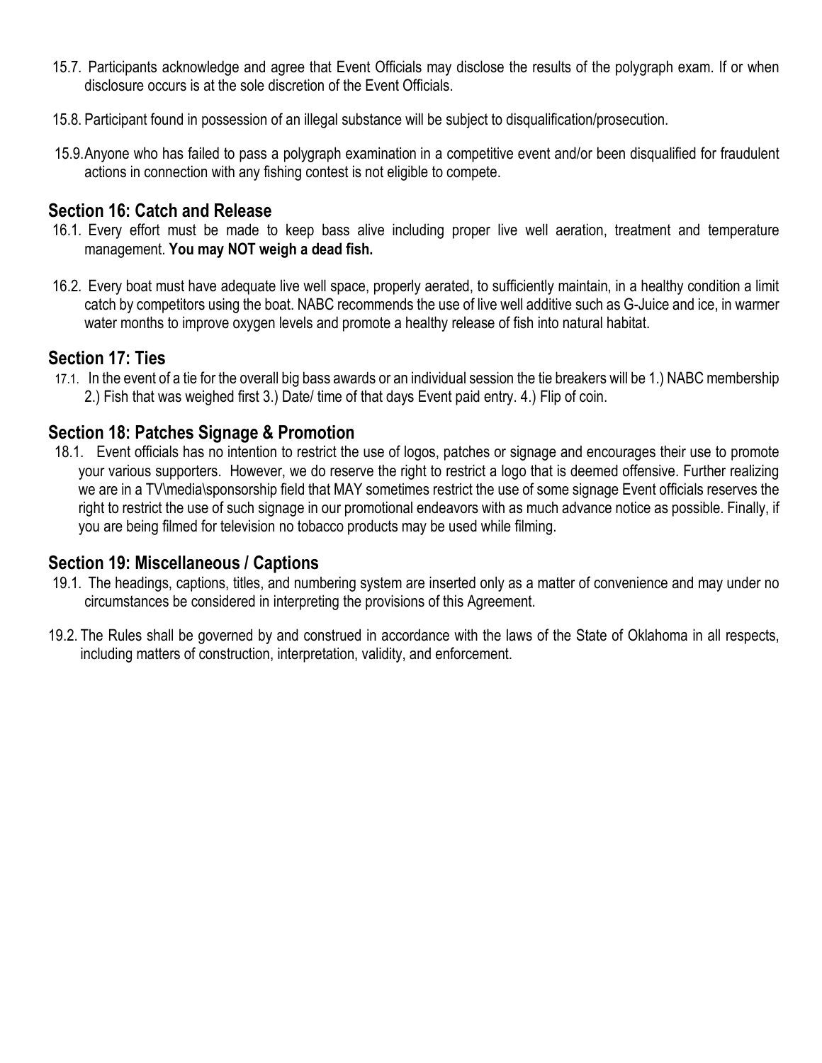15.7. Participants acknowledge and agree that Event Officials may disclose the results of the polygraph exam. If or when disclosure occurs is at the sole discretion of the Event Officials.

15.8. Participant found in possession of an illegal substance will be subject to disqualification/prosecution.

15.9. Anyone who has failed to pass a polygraph examination in a competitive event and/or been disqualified for fraudulent actions in connection with any fishing contest is not eligible to compete.

## Section 16: Catch and Release

16.1. Every effort must be made to keep bass alive including proper live well aeration, treatment and temperature management. **You may NOT weigh a dead fish.**

16.2. Every boat must have adequate live well space, properly aerated, to sufficiently maintain, in a healthy condition a limit catch by competitors using the boat. NABC recommends the use of live well additive such as G-Juice and ice, in warmer water months to improve oxygen levels and promote a healthy release of fish into natural habitat.

## Section 17: Ties

17.1. In the event of a tie for the overall big bass awards or an individual session the tie breakers will be 1.) NABC membership 2.) Fish that was weighed first 3.) Date/ time of that days Event paid entry. 4.) Flip of coin.

## Section 18: Patches Signage & Promotion

18.1. Event officials has no intention to restrict the use of logos, patches or signage and encourages their use to promote your various supporters. However, we do reserve the right to restrict a logo that is deemed offensive. Further realizing we are in a TV\media\sponsorship field that MAY sometimes restrict the use of some signage Event officials reserves the right to restrict the use of such signage in our promotional endeavors with as much advance notice as possible. Finally, if you are being filmed for television no tobacco products may be used while filming.

## Section 19: Miscellaneous / Captions

19.1. The headings, captions, titles, and numbering system are inserted only as a matter of convenience and may under no circumstances be considered in interpreting the provisions of this Agreement.

19.2. The Rules shall be governed by and construed in accordance with the laws of the State of Oklahoma in all respects, including matters of construction, interpretation, validity, and enforcement.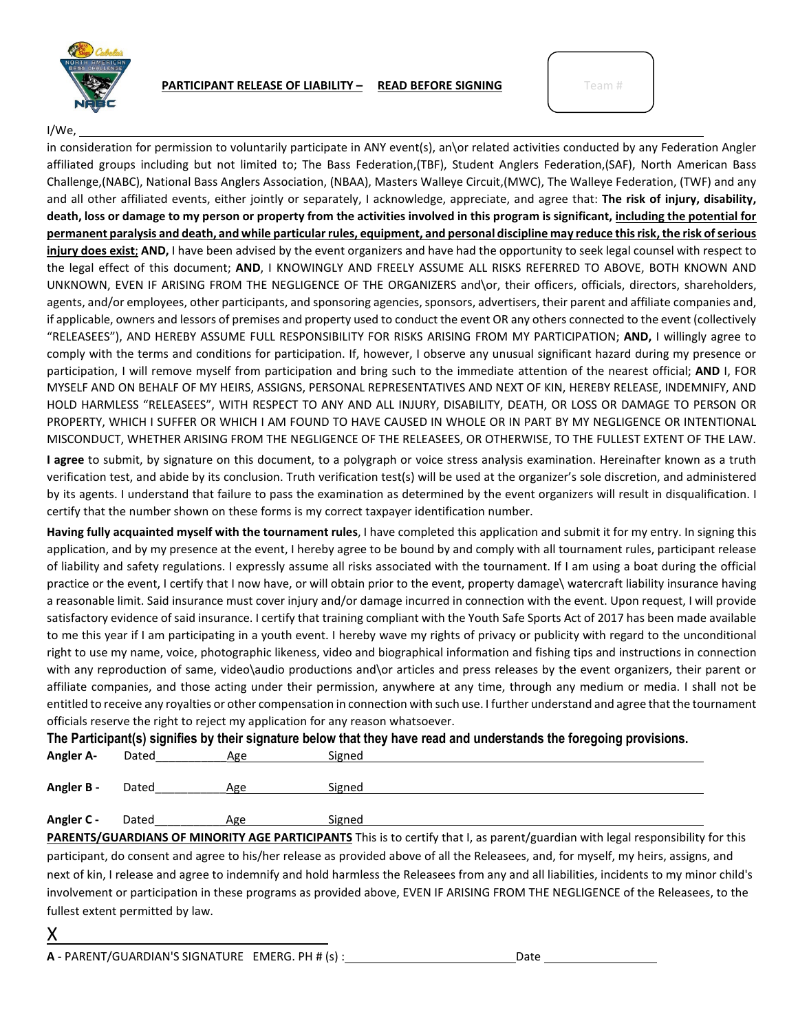**PARTICIPANT RELEASE OF LIABILITY – READ BEFORE SIGNING**

Team #

I/We, ____________________________________________________________________________

in consideration for permission to voluntarily participate in ANY event(s), an\or related activities conducted by any Federation Angler affiliated groups including but not limited to; The Bass Federation,(TBF), Student Anglers Federation,(SAF), North American Bass Challenge,(NABC), National Bass Anglers Association, (NBAA), Masters Walleye Circuit,(MWC), The Walleye Federation, (TWF) and any and all other affiliated events, either jointly or separately, I acknowledge, appreciate, and agree that: **The risk of injury, disability, death, loss or damage to my person or property from the activities involved in this program is significant, <u>including the potential for permanent paralysis and death, and while particular rules, equipment, and personal discipline may reduce this risk, the risk of serious injury does exist</u>; AND,** I have been advised by the event organizers and have had the opportunity to seek legal counsel with respect to the legal effect of this document; **AND**, I KNOWINGLY AND FREELY ASSUME ALL RISKS REFERRED TO ABOVE, BOTH KNOWN AND UNKNOWN, EVEN IF ARISING FROM THE NEGLIGENCE OF THE ORGANIZERS and\or, their officers, officials, directors, shareholders, agents, and/or employees, other participants, and sponsoring agencies, sponsors, advertisers, their parent and affiliate companies and, if applicable, owners and lessors of premises and property used to conduct the event OR any others connected to the event (collectively "RELEASEES"), AND HEREBY ASSUME FULL RESPONSIBILITY FOR RISKS ARISING FROM MY PARTICIPATION; **AND,** I willingly agree to comply with the terms and conditions for participation. If, however, I observe any unusual significant hazard during my presence or participation, I will remove myself from participation and bring such to the immediate attention of the nearest official; **AND** I, FOR MYSELF AND ON BEHALF OF MY HEIRS, ASSIGNS, PERSONAL REPRESENTATIVES AND NEXT OF KIN, HEREBY RELEASE, INDEMNIFY, AND HOLD HARMLESS "RELEASEES", WITH RESPECT TO ANY AND ALL INJURY, DISABILITY, DEATH, OR LOSS OR DAMAGE TO PERSON OR PROPERTY, WHICH I SUFFER OR WHICH I AM FOUND TO HAVE CAUSED IN WHOLE OR IN PART BY MY NEGLIGENCE OR INTENTIONAL MISCONDUCT, WHETHER ARISING FROM THE NEGLIGENCE OF THE RELEASEES, OR OTHERWISE, TO THE FULLEST EXTENT OF THE LAW.

**I agree** to submit, by signature on this document, to a polygraph or voice stress analysis examination. Hereinafter known as a truth verification test, and abide by its conclusion. Truth verification test(s) will be used at the organizer's sole discretion, and administered by its agents. I understand that failure to pass the examination as determined by the event organizers will result in disqualification. I certify that the number shown on these forms is my correct taxpayer identification number.

**Having fully acquainted myself with the tournament rules**, I have completed this application and submit it for my entry. In signing this application, and by my presence at the event, I hereby agree to be bound by and comply with all tournament rules, participant release of liability and safety regulations. I expressly assume all risks associated with the tournament. If I am using a boat during the official practice or the event, I certify that I now have, or will obtain prior to the event, property damage\ watercraft liability insurance having a reasonable limit. Said insurance must cover injury and/or damage incurred in connection with the event. Upon request, I will provide satisfactory evidence of said insurance. I certify that training compliant with the Youth Safe Sports Act of 2017 has been made available to me this year if I am participating in a youth event. I hereby wave my rights of privacy or publicity with regard to the unconditional right to use my name, voice, photographic likeness, video and biographical information and fishing tips and instructions in connection with any reproduction of same, video\audio productions and\or articles and press releases by the event organizers, their parent or affiliate companies, and those acting under their permission, anywhere at any time, through any medium or media. I shall not be entitled to receive any royalties or other compensation in connection with such use. I further understand and agree that the tournament officials reserve the right to reject my application for any reason whatsoever.

**The Participant(s) signifies by their signature below that they have read and understands the foregoing provisions.**

**Angler A-** Dated__________ Age__________ Signed______________________________________________

**Angler B -** Dated__________ Age__________ Signed______________________________________________

**Angler C -** Dated__________ Age__________ Signed______________________________________________

**<u>PARENTS/GUARDIANS OF MINORITY AGE PARTICIPANTS</u>** This is to certify that I, as parent/guardian with legal responsibility for this participant, do consent and agree to his/her release as provided above of all the Releasees, and, for myself, my heirs, assigns, and next of kin, I release and agree to indemnify and hold harmless the Releasees from any and all liabilities, incidents to my minor child's involvement or participation in these programs as provided above, EVEN IF ARISING FROM THE NEGLIGENCE of the Releasees, to the fullest extent permitted by law.

X______________________________________

**A** - PARENT/GUARDIAN'S SIGNATURE EMERG. PH # (s) :__________________________ Date ________________